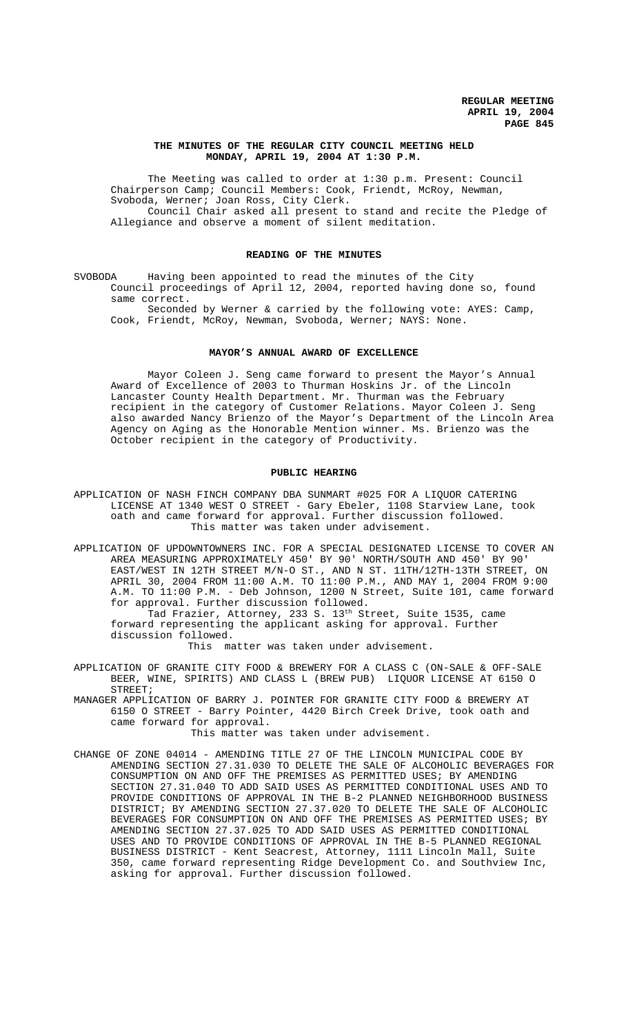**REGULAR MEETING**
**APRIL 19, 2004**

## THE MINUTES OF THE REGULAR CITY COUNCIL MEETING HELD MONDAY, APRIL 19, 2004 AT 1:30 P.M.

The Meeting was called to order at 1:30 p.m. Present: Council Chairperson Camp; Council Members: Cook, Friendt, McRoy, Newman, Svoboda, Werner; Joan Ross, City Clerk.

Council Chair asked all present to stand and recite the Pledge of Allegiance and observe a moment of silent meditation.

### READING OF THE MINUTES

SVOBODA Having been appointed to read the minutes of the City Council proceedings of April 12, 2004, reported having done so, found same correct.

Seconded by Werner & carried by the following vote: AYES: Camp, Cook, Friendt, McRoy, Newman, Svoboda, Werner; NAYS: None.

### MAYOR'S ANNUAL AWARD OF EXCELLENCE

Mayor Coleen J. Seng came forward to present the Mayor's Annual Award of Excellence of 2003 to Thurman Hoskins Jr. of the Lincoln Lancaster County Health Department. Mr. Thurman was the February recipient in the category of Customer Relations. Mayor Coleen J. Seng also awarded Nancy Brienzo of the Mayor's Department of the Lincoln Area Agency on Aging as the Honorable Mention winner. Ms. Brienzo was the October recipient in the category of Productivity.

### PUBLIC HEARING

APPLICATION OF NASH FINCH COMPANY DBA SUNMART #025 FOR A LIQUOR CATERING LICENSE AT 1340 WEST O STREET - Gary Ebeler, 1108 Starview Lane, took oath and came forward for approval. Further discussion followed.

This matter was taken under advisement.

APPLICATION OF UPDOWNTOWNERS INC. FOR A SPECIAL DESIGNATED LICENSE TO COVER AN AREA MEASURING APPROXIMATELY 450' BY 90' NORTH/SOUTH AND 450' BY 90' EAST/WEST IN 12TH STREET M/N-O ST., AND N ST. 11TH/12TH-13TH STREET, ON APRIL 30, 2004 FROM 11:00 A.M. TO 11:00 P.M., AND MAY 1, 2004 FROM 9:00 A.M. TO 11:00 P.M. - Deb Johnson, 1200 N Street, Suite 101, came forward for approval. Further discussion followed.

Tad Frazier, Attorney, 233 S. 13th Street, Suite 1535, came forward representing the applicant asking for approval. Further discussion followed.

This matter was taken under advisement.

APPLICATION OF GRANITE CITY FOOD & BREWERY FOR A CLASS C (ON-SALE & OFF-SALE BEER, WINE, SPIRITS) AND CLASS L (BREW PUB) LIQUOR LICENSE AT 6150 O STREET;

MANAGER APPLICATION OF BARRY J. POINTER FOR GRANITE CITY FOOD & BREWERY AT 6150 O STREET - Barry Pointer, 4420 Birch Creek Drive, took oath and came forward for approval.

This matter was taken under advisement.

CHANGE OF ZONE 04014 - AMENDING TITLE 27 OF THE LINCOLN MUNICIPAL CODE BY AMENDING SECTION 27.31.030 TO DELETE THE SALE OF ALCOHOLIC BEVERAGES FOR CONSUMPTION ON AND OFF THE PREMISES AS PERMITTED USES; BY AMENDING SECTION 27.31.040 TO ADD SAID USES AS PERMITTED CONDITIONAL USES AND TO PROVIDE CONDITIONS OF APPROVAL IN THE B-2 PLANNED NEIGHBORHOOD BUSINESS DISTRICT; BY AMENDING SECTION 27.37.020 TO DELETE THE SALE OF ALCOHOLIC BEVERAGES FOR CONSUMPTION ON AND OFF THE PREMISES AS PERMITTED USES; BY AMENDING SECTION 27.37.025 TO ADD SAID USES AS PERMITTED CONDITIONAL USES AND TO PROVIDE CONDITIONS OF APPROVAL IN THE B-5 PLANNED REGIONAL BUSINESS DISTRICT - Kent Seacrest, Attorney, 1111 Lincoln Mall, Suite 350, came forward representing Ridge Development Co. and Southview Inc, asking for approval. Further discussion followed.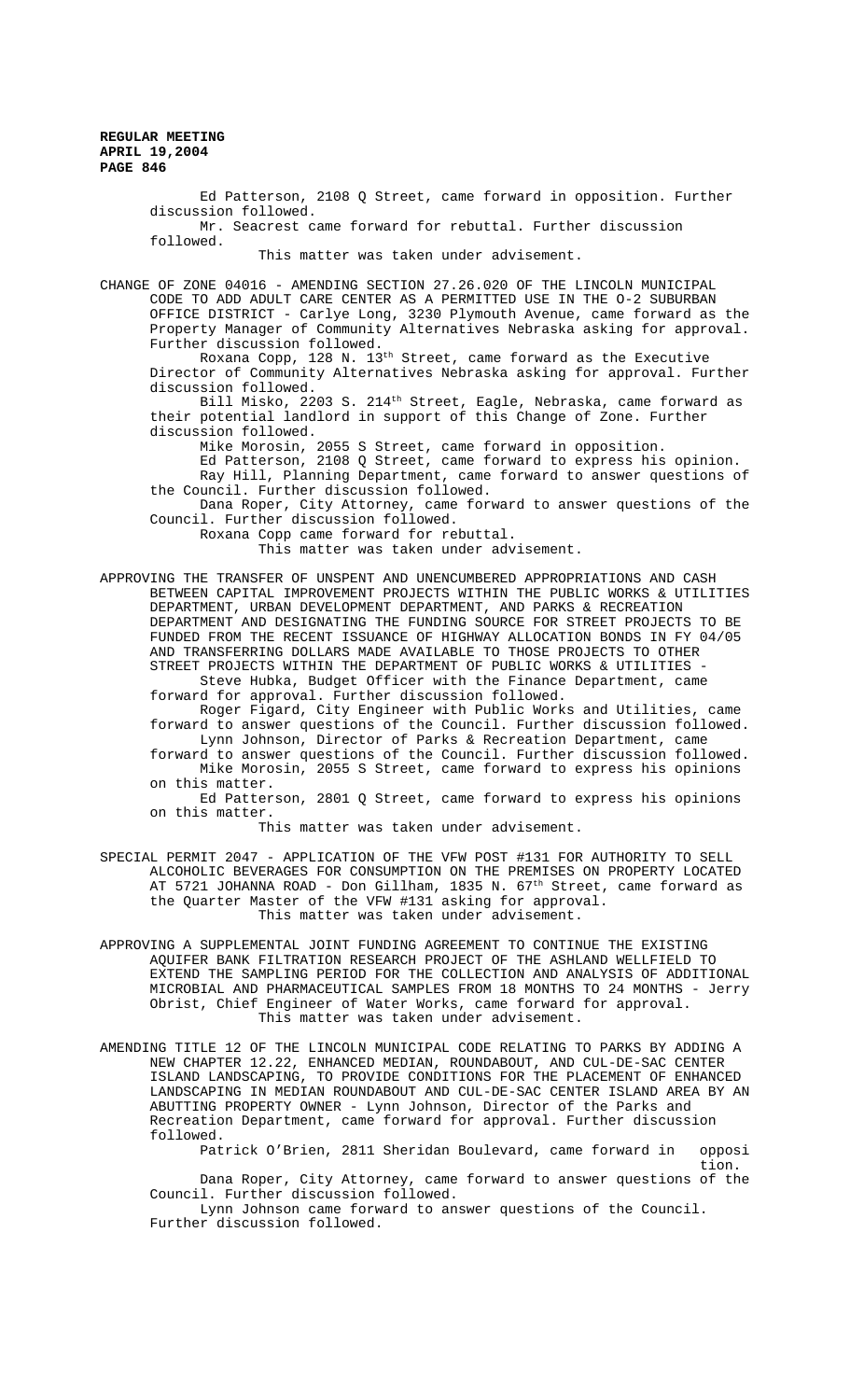Ed Patterson, 2108 Q Street, came forward in opposition. Further discussion followed.

Mr. Seacrest came forward for rebuttal. Further discussion followed.

This matter was taken under advisement.

CHANGE OF ZONE 04016 - AMENDING SECTION 27.26.020 OF THE LINCOLN MUNICIPAL CODE TO ADD ADULT CARE CENTER AS A PERMITTED USE IN THE O-2 SUBURBAN OFFICE DISTRICT - Carlye Long, 3230 Plymouth Avenue, came forward as the Property Manager of Community Alternatives Nebraska asking for approval. Further discussion followed.

Roxana Copp, 128 N. 13th Street, came forward as the Executive Director of Community Alternatives Nebraska asking for approval. Further discussion followed.

Bill Misko, 2203 S. 214th Street, Eagle, Nebraska, came forward as their potential landlord in support of this Change of Zone. Further discussion followed.

Mike Morosin, 2055 S Street, came forward in opposition.

Ed Patterson, 2108 Q Street, came forward to express his opinion.

Ray Hill, Planning Department, came forward to answer questions of the Council. Further discussion followed.

Dana Roper, City Attorney, came forward to answer questions of the Council. Further discussion followed.

Roxana Copp came forward for rebuttal.

This matter was taken under advisement.

APPROVING THE TRANSFER OF UNSPENT AND UNENCUMBERED APPROPRIATIONS AND CASH BETWEEN CAPITAL IMPROVEMENT PROJECTS WITHIN THE PUBLIC WORKS & UTILITIES DEPARTMENT, URBAN DEVELOPMENT DEPARTMENT, AND PARKS & RECREATION DEPARTMENT AND DESIGNATING THE FUNDING SOURCE FOR STREET PROJECTS TO BE FUNDED FROM THE RECENT ISSUANCE OF HIGHWAY ALLOCATION BONDS IN FY 04/05 AND TRANSFERRING DOLLARS MADE AVAILABLE TO THOSE PROJECTS TO OTHER STREET PROJECTS WITHIN THE DEPARTMENT OF PUBLIC WORKS & UTILITIES - Steve Hubka, Budget Officer with the Finance Department, came forward for approval. Further discussion followed.

Roger Figard, City Engineer with Public Works and Utilities, came forward to answer questions of the Council. Further discussion followed.

Lynn Johnson, Director of Parks & Recreation Department, came forward to answer questions of the Council. Further discussion followed.

Mike Morosin, 2055 S Street, came forward to express his opinions on this matter.

Ed Patterson, 2801 Q Street, came forward to express his opinions on this matter.

This matter was taken under advisement.

SPECIAL PERMIT 2047 - APPLICATION OF THE VFW POST #131 FOR AUTHORITY TO SELL ALCOHOLIC BEVERAGES FOR CONSUMPTION ON THE PREMISES ON PROPERTY LOCATED AT 5721 JOHANNA ROAD - Don Gillham, 1835 N. 67th Street, came forward as the Quarter Master of the VFW #131 asking for approval.

This matter was taken under advisement.

APPROVING A SUPPLEMENTAL JOINT FUNDING AGREEMENT TO CONTINUE THE EXISTING AQUIFER BANK FILTRATION RESEARCH PROJECT OF THE ASHLAND WELLFIELD TO EXTEND THE SAMPLING PERIOD FOR THE COLLECTION AND ANALYSIS OF ADDITIONAL MICROBIAL AND PHARMACEUTICAL SAMPLES FROM 18 MONTHS TO 24 MONTHS - Jerry Obrist, Chief Engineer of Water Works, came forward for approval.

This matter was taken under advisement.

AMENDING TITLE 12 OF THE LINCOLN MUNICIPAL CODE RELATING TO PARKS BY ADDING A NEW CHAPTER 12.22, ENHANCED MEDIAN, ROUNDABOUT, AND CUL-DE-SAC CENTER ISLAND LANDSCAPING, TO PROVIDE CONDITIONS FOR THE PLACEMENT OF ENHANCED LANDSCAPING IN MEDIAN ROUNDABOUT AND CUL-DE-SAC CENTER ISLAND AREA BY AN ABUTTING PROPERTY OWNER - Lynn Johnson, Director of the Parks and Recreation Department, came forward for approval. Further discussion followed.

Patrick O'Brien, 2811 Sheridan Boulevard, came forward in opposition.

Dana Roper, City Attorney, came forward to answer questions of the Council. Further discussion followed.

Lynn Johnson came forward to answer questions of the Council. Further discussion followed.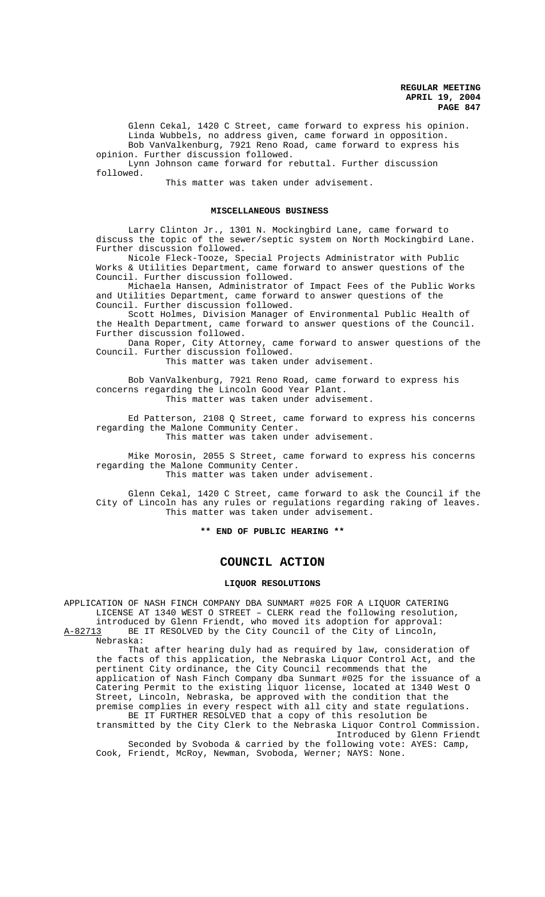Glenn Cekal, 1420 C Street, came forward to express his opinion.
Linda Wubbels, no address given, came forward in opposition.
Bob VanValkenburg, 7921 Reno Road, came forward to express his opinion. Further discussion followed.
Lynn Johnson came forward for rebuttal. Further discussion followed.

This matter was taken under advisement.

## MISCELLANEOUS BUSINESS

Larry Clinton Jr., 1301 N. Mockingbird Lane, came forward to discuss the topic of the sewer/septic system on North Mockingbird Lane. Further discussion followed.

Nicole Fleck-Tooze, Special Projects Administrator with Public Works & Utilities Department, came forward to answer questions of the Council. Further discussion followed.

Michaela Hansen, Administrator of Impact Fees of the Public Works and Utilities Department, came forward to answer questions of the Council. Further discussion followed.

Scott Holmes, Division Manager of Environmental Public Health of the Health Department, came forward to answer questions of the Council. Further discussion followed.

Dana Roper, City Attorney, came forward to answer questions of the Council. Further discussion followed.

This matter was taken under advisement.

Bob VanValkenburg, 7921 Reno Road, came forward to express his concerns regarding the Lincoln Good Year Plant.

This matter was taken under advisement.

Ed Patterson, 2108 Q Street, came forward to express his concerns regarding the Malone Community Center.

This matter was taken under advisement.

Mike Morosin, 2055 S Street, came forward to express his concerns regarding the Malone Community Center.

This matter was taken under advisement.

Glenn Cekal, 1420 C Street, came forward to ask the Council if the City of Lincoln has any rules or regulations regarding raking of leaves.

This matter was taken under advisement.

**\*\* END OF PUBLIC HEARING \*\***

# COUNCIL ACTION

## LIQUOR RESOLUTIONS

APPLICATION OF NASH FINCH COMPANY DBA SUNMART #025 FOR A LIQUOR CATERING LICENSE AT 1340 WEST O STREET – CLERK read the following resolution, introduced by Glenn Friendt, who moved its adoption for approval:

A-82713 BE IT RESOLVED by the City Council of the City of Lincoln, Nebraska:

That after hearing duly had as required by law, consideration of the facts of this application, the Nebraska Liquor Control Act, and the pertinent City ordinance, the City Council recommends that the application of Nash Finch Company dba Sunmart #025 for the issuance of a Catering Permit to the existing liquor license, located at 1340 West O Street, Lincoln, Nebraska, be approved with the condition that the premise complies in every respect with all city and state regulations.

BE IT FURTHER RESOLVED that a copy of this resolution be transmitted by the City Clerk to the Nebraska Liquor Control Commission.

Introduced by Glenn Friendt

Seconded by Svoboda & carried by the following vote: AYES: Camp, Cook, Friendt, McRoy, Newman, Svoboda, Werner; NAYS: None.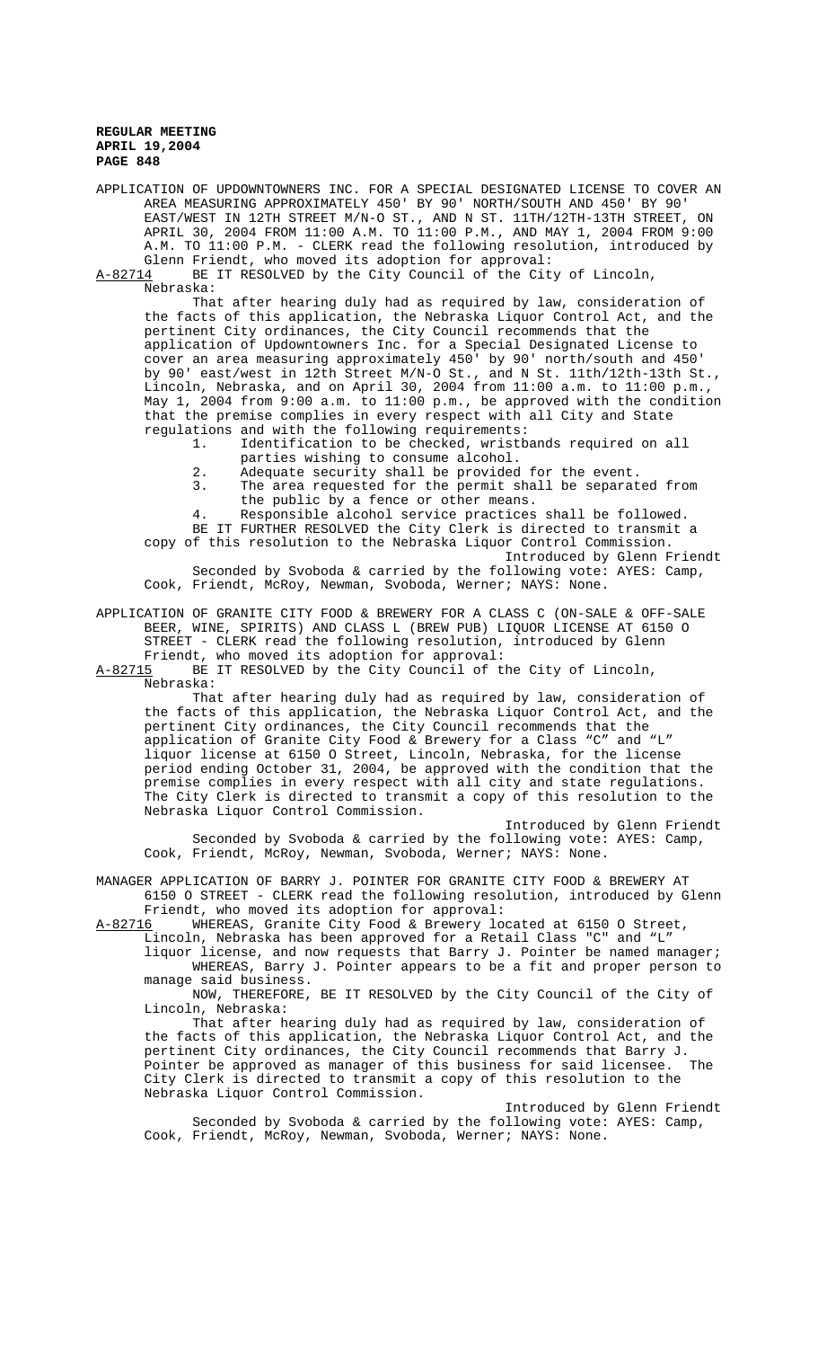APPLICATION OF UPDOWNTOWNERS INC. FOR A SPECIAL DESIGNATED LICENSE TO COVER AN AREA MEASURING APPROXIMATELY 450' BY 90' NORTH/SOUTH AND 450' BY 90' EAST/WEST IN 12TH STREET M/N-O ST., AND N ST. 11TH/12TH-13TH STREET, ON APRIL 30, 2004 FROM 11:00 A.M. TO 11:00 P.M., AND MAY 1, 2004 FROM 9:00 A.M. TO 11:00 P.M. - CLERK read the following resolution, introduced by Glenn Friendt, who moved its adoption for approval:

A-82714 BE IT RESOLVED by the City Council of the City of Lincoln, Nebraska:

That after hearing duly had as required by law, consideration of the facts of this application, the Nebraska Liquor Control Act, and the pertinent City ordinances, the City Council recommends that the application of Updowntowners Inc. for a Special Designated License to cover an area measuring approximately 450' by 90' north/south and 450' by 90' east/west in 12th Street M/N-O St., and N St. 11th/12th-13th St., Lincoln, Nebraska, and on April 30, 2004 from 11:00 a.m. to 11:00 p.m., May 1, 2004 from 9:00 a.m. to 11:00 p.m., be approved with the condition that the premise complies in every respect with all City and State regulations and with the following requirements:

1. Identification to be checked, wristbands required on all parties wishing to consume alcohol.
2. Adequate security shall be provided for the event.
3. The area requested for the permit shall be separated from the public by a fence or other means.
4. Responsible alcohol service practices shall be followed.

BE IT FURTHER RESOLVED the City Clerk is directed to transmit a copy of this resolution to the Nebraska Liquor Control Commission.

Introduced by Glenn Friendt

Seconded by Svoboda & carried by the following vote: AYES: Camp, Cook, Friendt, McRoy, Newman, Svoboda, Werner; NAYS: None.

APPLICATION OF GRANITE CITY FOOD & BREWERY FOR A CLASS C (ON-SALE & OFF-SALE BEER, WINE, SPIRITS) AND CLASS L (BREW PUB) LIQUOR LICENSE AT 6150 O STREET - CLERK read the following resolution, introduced by Glenn Friendt, who moved its adoption for approval:

A-82715 BE IT RESOLVED by the City Council of the City of Lincoln, Nebraska:

That after hearing duly had as required by law, consideration of the facts of this application, the Nebraska Liquor Control Act, and the pertinent City ordinances, the City Council recommends that the application of Granite City Food & Brewery for a Class "C" and "L" liquor license at 6150 O Street, Lincoln, Nebraska, for the license period ending October 31, 2004, be approved with the condition that the premise complies in every respect with all city and state regulations. The City Clerk is directed to transmit a copy of this resolution to the Nebraska Liquor Control Commission.

Introduced by Glenn Friendt

Seconded by Svoboda & carried by the following vote: AYES: Camp, Cook, Friendt, McRoy, Newman, Svoboda, Werner; NAYS: None.

MANAGER APPLICATION OF BARRY J. POINTER FOR GRANITE CITY FOOD & BREWERY AT 6150 O STREET - CLERK read the following resolution, introduced by Glenn Friendt, who moved its adoption for approval:

A-82716 WHEREAS, Granite City Food & Brewery located at 6150 O Street, Lincoln, Nebraska has been approved for a Retail Class "C" and "L" liquor license, and now requests that Barry J. Pointer be named manager;

WHEREAS, Barry J. Pointer appears to be a fit and proper person to manage said business.

NOW, THEREFORE, BE IT RESOLVED by the City Council of the City of Lincoln, Nebraska:

That after hearing duly had as required by law, consideration of the facts of this application, the Nebraska Liquor Control Act, and the pertinent City ordinances, the City Council recommends that Barry J. Pointer be approved as manager of this business for said licensee. The City Clerk is directed to transmit a copy of this resolution to the Nebraska Liquor Control Commission.

Introduced by Glenn Friendt

Seconded by Svoboda & carried by the following vote: AYES: Camp, Cook, Friendt, McRoy, Newman, Svoboda, Werner; NAYS: None.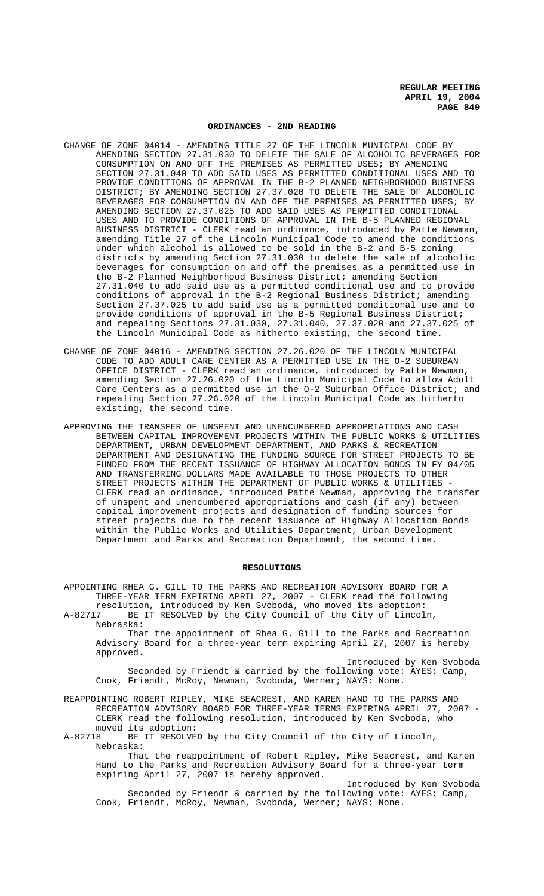## ORDINANCES - 2ND READING

CHANGE OF ZONE 04014 - AMENDING TITLE 27 OF THE LINCOLN MUNICIPAL CODE BY AMENDING SECTION 27.31.030 TO DELETE THE SALE OF ALCOHOLIC BEVERAGES FOR CONSUMPTION ON AND OFF THE PREMISES AS PERMITTED USES; BY AMENDING SECTION 27.31.040 TO ADD SAID USES AS PERMITTED CONDITIONAL USES AND TO PROVIDE CONDITIONS OF APPROVAL IN THE B-2 PLANNED NEIGHBORHOOD BUSINESS DISTRICT; BY AMENDING SECTION 27.37.020 TO DELETE THE SALE OF ALCOHOLIC BEVERAGES FOR CONSUMPTION ON AND OFF THE PREMISES AS PERMITTED USES; BY AMENDING SECTION 27.37.025 TO ADD SAID USES AS PERMITTED CONDITIONAL USES AND TO PROVIDE CONDITIONS OF APPROVAL IN THE B-5 PLANNED REGIONAL BUSINESS DISTRICT - CLERK read an ordinance, introduced by Patte Newman, amending Title 27 of the Lincoln Municipal Code to amend the conditions under which alcohol is allowed to be sold in the B-2 and B-5 zoning districts by amending Section 27.31.030 to delete the sale of alcoholic beverages for consumption on and off the premises as a permitted use in the B-2 Planned Neighborhood Business District; amending Section 27.31.040 to add said use as a permitted conditional use and to provide conditions of approval in the B-2 Regional Business District; amending Section 27.37.025 to add said use as a permitted conditional use and to provide conditions of approval in the B-5 Regional Business District; and repealing Sections 27.31.030, 27.31.040, 27.37.020 and 27.37.025 of the Lincoln Municipal Code as hitherto existing, the second time.

CHANGE OF ZONE 04016 - AMENDING SECTION 27.26.020 OF THE LINCOLN MUNICIPAL CODE TO ADD ADULT CARE CENTER AS A PERMITTED USE IN THE O-2 SUBURBAN OFFICE DISTRICT - CLERK read an ordinance, introduced by Patte Newman, amending Section 27.26.020 of the Lincoln Municipal Code to allow Adult Care Centers as a permitted use in the O-2 Suburban Office District; and repealing Section 27.26.020 of the Lincoln Municipal Code as hitherto existing, the second time.

APPROVING THE TRANSFER OF UNSPENT AND UNENCUMBERED APPROPRIATIONS AND CASH BETWEEN CAPITAL IMPROVEMENT PROJECTS WITHIN THE PUBLIC WORKS & UTILITIES DEPARTMENT, URBAN DEVELOPMENT DEPARTMENT, AND PARKS & RECREATION DEPARTMENT AND DESIGNATING THE FUNDING SOURCE FOR STREET PROJECTS TO BE FUNDED FROM THE RECENT ISSUANCE OF HIGHWAY ALLOCATION BONDS IN FY 04/05 AND TRANSFERRING DOLLARS MADE AVAILABLE TO THOSE PROJECTS TO OTHER STREET PROJECTS WITHIN THE DEPARTMENT OF PUBLIC WORKS & UTILITIES - CLERK read an ordinance, introduced Patte Newman, approving the transfer of unspent and unencumbered appropriations and cash (if any) between capital improvement projects and designation of funding sources for street projects due to the recent issuance of Highway Allocation Bonds within the Public Works and Utilities Department, Urban Development Department and Parks and Recreation Department, the second time.

## RESOLUTIONS

APPOINTING RHEA G. GILL TO THE PARKS AND RECREATION ADVISORY BOARD FOR A THREE-YEAR TERM EXPIRING APRIL 27, 2007 - CLERK read the following resolution, introduced by Ken Svoboda, who moved its adoption:

A-82717 BE IT RESOLVED by the City Council of the City of Lincoln, Nebraska:

That the appointment of Rhea G. Gill to the Parks and Recreation Advisory Board for a three-year term expiring April 27, 2007 is hereby approved.

Introduced by Ken Svoboda

Seconded by Friendt & carried by the following vote: AYES: Camp, Cook, Friendt, McRoy, Newman, Svoboda, Werner; NAYS: None.

REAPPOINTING ROBERT RIPLEY, MIKE SEACREST, AND KAREN HAND TO THE PARKS AND RECREATION ADVISORY BOARD FOR THREE-YEAR TERMS EXPIRING APRIL 27, 2007 - CLERK read the following resolution, introduced by Ken Svoboda, who moved its adoption:

A-82718 BE IT RESOLVED by the City Council of the City of Lincoln, Nebraska:

That the reappointment of Robert Ripley, Mike Seacrest, and Karen Hand to the Parks and Recreation Advisory Board for a three-year term expiring April 27, 2007 is hereby approved.

Introduced by Ken Svoboda

Seconded by Friendt & carried by the following vote: AYES: Camp, Cook, Friendt, McRoy, Newman, Svoboda, Werner; NAYS: None.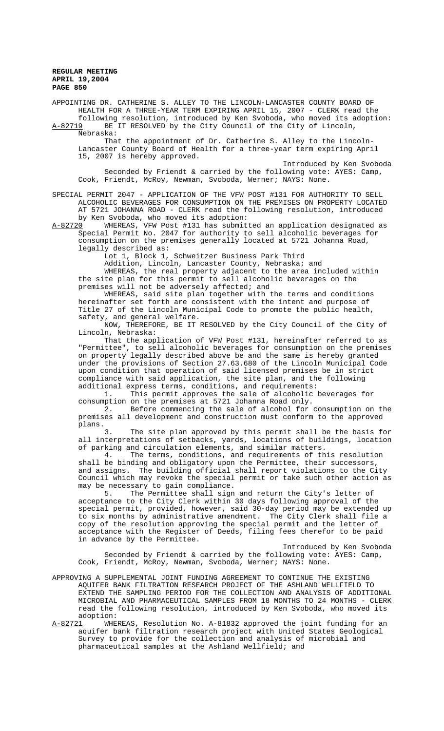APPOINTING DR. CATHERINE S. ALLEY TO THE LINCOLN-LANCASTER COUNTY BOARD OF HEALTH FOR A THREE-YEAR TERM EXPIRING APRIL 15, 2007 - CLERK read the following resolution, introduced by Ken Svoboda, who moved its adoption:

A-82719 BE IT RESOLVED by the City Council of the City of Lincoln, Nebraska:

That the appointment of Dr. Catherine S. Alley to the Lincoln-Lancaster County Board of Health for a three-year term expiring April 15, 2007 is hereby approved.

Introduced by Ken Svoboda

Seconded by Friendt & carried by the following vote: AYES: Camp, Cook, Friendt, McRoy, Newman, Svoboda, Werner; NAYS: None.

SPECIAL PERMIT 2047 - APPLICATION OF THE VFW POST #131 FOR AUTHORITY TO SELL ALCOHOLIC BEVERAGES FOR CONSUMPTION ON THE PREMISES ON PROPERTY LOCATED AT 5721 JOHANNA ROAD - CLERK read the following resolution, introduced by Ken Svoboda, who moved its adoption:

A-82720 WHEREAS, VFW Post #131 has submitted an application designated as Special Permit No. 2047 for authority to sell alcoholic beverages for consumption on the premises generally located at 5721 Johanna Road, legally described as:

Lot 1, Block 1, Schweitzer Business Park Third Addition, Lincoln, Lancaster County, Nebraska; and

WHEREAS, the real property adjacent to the area included within the site plan for this permit to sell alcoholic beverages on the premises will not be adversely affected; and

WHEREAS, said site plan together with the terms and conditions hereinafter set forth are consistent with the intent and purpose of Title 27 of the Lincoln Municipal Code to promote the public health, safety, and general welfare.

NOW, THEREFORE, BE IT RESOLVED by the City Council of the City of Lincoln, Nebraska:

That the application of VFW Post #131, hereinafter referred to as "Permittee", to sell alcoholic beverages for consumption on the premises on property legally described above be and the same is hereby granted under the provisions of Section 27.63.680 of the Lincoln Municipal Code upon condition that operation of said licensed premises be in strict compliance with said application, the site plan, and the following additional express terms, conditions, and requirements:

1. This permit approves the sale of alcoholic beverages for consumption on the premises at 5721 Johanna Road only.

2. Before commencing the sale of alcohol for consumption on the premises all development and construction must conform to the approved plans.

3. The site plan approved by this permit shall be the basis for all interpretations of setbacks, yards, locations of buildings, location of parking and circulation elements, and similar matters.

4. The terms, conditions, and requirements of this resolution shall be binding and obligatory upon the Permittee, their successors, and assigns. The building official shall report violations to the City Council which may revoke the special permit or take such other action as may be necessary to gain compliance.

5. The Permittee shall sign and return the City's letter of acceptance to the City Clerk within 30 days following approval of the special permit, provided, however, said 30-day period may be extended up to six months by administrative amendment. The City Clerk shall file a copy of the resolution approving the special permit and the letter of acceptance with the Register of Deeds, filing fees therefor to be paid in advance by the Permittee.

Introduced by Ken Svoboda

Seconded by Friendt & carried by the following vote: AYES: Camp, Cook, Friendt, McRoy, Newman, Svoboda, Werner; NAYS: None.

APPROVING A SUPPLEMENTAL JOINT FUNDING AGREEMENT TO CONTINUE THE EXISTING AQUIFER BANK FILTRATION RESEARCH PROJECT OF THE ASHLAND WELLFIELD TO EXTEND THE SAMPLING PERIOD FOR THE COLLECTION AND ANALYSIS OF ADDITIONAL MICROBIAL AND PHARMACEUTICAL SAMPLES FROM 18 MONTHS TO 24 MONTHS - CLERK read the following resolution, introduced by Ken Svoboda, who moved its adoption:

A-82721 WHEREAS, Resolution No. A-81832 approved the joint funding for an aquifer bank filtration research project with United States Geological Survey to provide for the collection and analysis of microbial and pharmaceutical samples at the Ashland Wellfield; and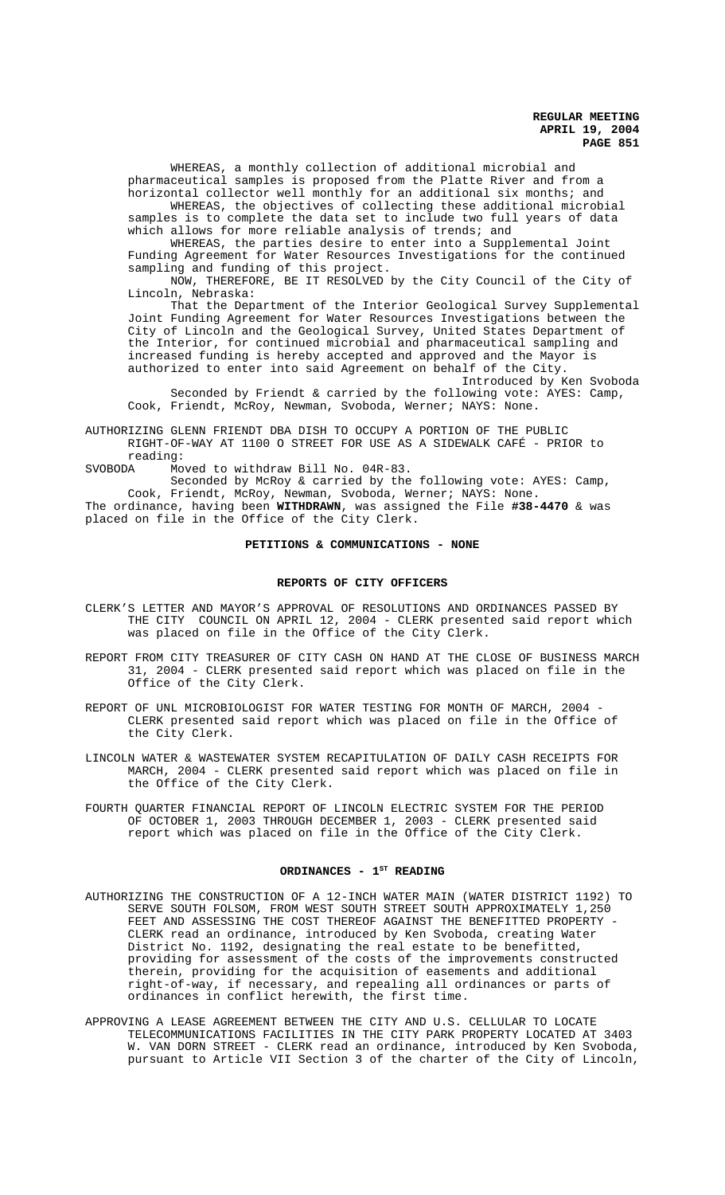WHEREAS, a monthly collection of additional microbial and pharmaceutical samples is proposed from the Platte River and from a horizontal collector well monthly for an additional six months; and

WHEREAS, the objectives of collecting these additional microbial samples is to complete the data set to include two full years of data which allows for more reliable analysis of trends; and

WHEREAS, the parties desire to enter into a Supplemental Joint Funding Agreement for Water Resources Investigations for the continued sampling and funding of this project.

NOW, THEREFORE, BE IT RESOLVED by the City Council of the City of Lincoln, Nebraska:

That the Department of the Interior Geological Survey Supplemental Joint Funding Agreement for Water Resources Investigations between the City of Lincoln and the Geological Survey, United States Department of the Interior, for continued microbial and pharmaceutical sampling and increased funding is hereby accepted and approved and the Mayor is authorized to enter into said Agreement on behalf of the City.

Introduced by Ken Svoboda

Seconded by Friendt & carried by the following vote: AYES: Camp, Cook, Friendt, McRoy, Newman, Svoboda, Werner; NAYS: None.

AUTHORIZING GLENN FRIENDT DBA DISH TO OCCUPY A PORTION OF THE PUBLIC RIGHT-OF-WAY AT 1100 O STREET FOR USE AS A SIDEWALK CAFÉ - PRIOR to reading:

SVOBODA Moved to withdraw Bill No. 04R-83.

Seconded by McRoy & carried by the following vote: AYES: Camp, Cook, Friendt, McRoy, Newman, Svoboda, Werner; NAYS: None.

The ordinance, having been **WITHDRAWN**, was assigned the File **#38-4470** & was placed on file in the Office of the City Clerk.

## PETITIONS & COMMUNICATIONS - NONE

## REPORTS OF CITY OFFICERS

CLERK'S LETTER AND MAYOR'S APPROVAL OF RESOLUTIONS AND ORDINANCES PASSED BY THE CITY COUNCIL ON APRIL 12, 2004 - CLERK presented said report which was placed on file in the Office of the City Clerk.

REPORT FROM CITY TREASURER OF CITY CASH ON HAND AT THE CLOSE OF BUSINESS MARCH 31, 2004 - CLERK presented said report which was placed on file in the Office of the City Clerk.

REPORT OF UNL MICROBIOLOGIST FOR WATER TESTING FOR MONTH OF MARCH, 2004 - CLERK presented said report which was placed on file in the Office of the City Clerk.

LINCOLN WATER & WASTEWATER SYSTEM RECAPITULATION OF DAILY CASH RECEIPTS FOR MARCH, 2004 - CLERK presented said report which was placed on file in the Office of the City Clerk.

FOURTH QUARTER FINANCIAL REPORT OF LINCOLN ELECTRIC SYSTEM FOR THE PERIOD OF OCTOBER 1, 2003 THROUGH DECEMBER 1, 2003 - CLERK presented said report which was placed on file in the Office of the City Clerk.

## ORDINANCES - 1ST READING

AUTHORIZING THE CONSTRUCTION OF A 12-INCH WATER MAIN (WATER DISTRICT 1192) TO SERVE SOUTH FOLSOM, FROM WEST SOUTH STREET SOUTH APPROXIMATELY 1,250 FEET AND ASSESSING THE COST THEREOF AGAINST THE BENEFITTED PROPERTY - CLERK read an ordinance, introduced by Ken Svoboda, creating Water District No. 1192, designating the real estate to be benefitted, providing for assessment of the costs of the improvements constructed therein, providing for the acquisition of easements and additional right-of-way, if necessary, and repealing all ordinances or parts of ordinances in conflict herewith, the first time.

APPROVING A LEASE AGREEMENT BETWEEN THE CITY AND U.S. CELLULAR TO LOCATE TELECOMMUNICATIONS FACILITIES IN THE CITY PARK PROPERTY LOCATED AT 3403 W. VAN DORN STREET - CLERK read an ordinance, introduced by Ken Svoboda, pursuant to Article VII Section 3 of the charter of the City of Lincoln,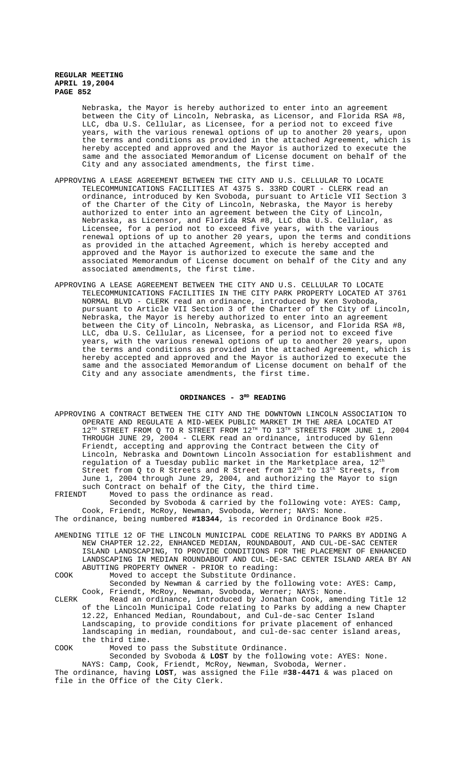Nebraska, the Mayor is hereby authorized to enter into an agreement between the City of Lincoln, Nebraska, as Licensor, and Florida RSA #8, LLC, dba U.S. Cellular, as Licensee, for a period not to exceed five years, with the various renewal options of up to another 20 years, upon the terms and conditions as provided in the attached Agreement, which is hereby accepted and approved and the Mayor is authorized to execute the same and the associated Memorandum of License document on behalf of the City and any associated amendments, the first time.

APPROVING A LEASE AGREEMENT BETWEEN THE CITY AND U.S. CELLULAR TO LOCATE TELECOMMUNICATIONS FACILITIES AT 4375 S. 33RD COURT - CLERK read an ordinance, introduced by Ken Svoboda, pursuant to Article VII Section 3 of the Charter of the City of Lincoln, Nebraska, the Mayor is hereby authorized to enter into an agreement between the City of Lincoln, Nebraska, as Licensor, and Florida RSA #8, LLC dba U.S. Cellular, as Licensee, for a period not to exceed five years, with the various renewal options of up to another 20 years, upon the terms and conditions as provided in the attached Agreement, which is hereby accepted and approved and the Mayor is authorized to execute the same and the associated Memorandum of License document on behalf of the City and any associated amendments, the first time.

APPROVING A LEASE AGREEMENT BETWEEN THE CITY AND U.S. CELLULAR TO LOCATE TELECOMMUNICATIONS FACILITIES IN THE CITY PARK PROPERTY LOCATED AT 3761 NORMAL BLVD - CLERK read an ordinance, introduced by Ken Svoboda, pursuant to Article VII Section 3 of the Charter of the City of Lincoln, Nebraska, the Mayor is hereby authorized to enter into an agreement between the City of Lincoln, Nebraska, as Licensor, and Florida RSA #8, LLC, dba U.S. Cellular, as Licensee, for a period not to exceed five years, with the various renewal options of up to another 20 years, upon the terms and conditions as provided in the attached Agreement, which is hereby accepted and approved and the Mayor is authorized to execute the same and the associated Memorandum of License document on behalf of the City and any associate amendments, the first time.

## ORDINANCES - 3RD READING

APPROVING A CONTRACT BETWEEN THE CITY AND THE DOWNTOWN LINCOLN ASSOCIATION TO OPERATE AND REGULATE A MID-WEEK PUBLIC MARKET IM THE AREA LOCATED AT 12TH STREET FROM Q TO R STREET FROM 12TH TO 13TH STREETS FROM JUNE 1, 2004 THROUGH JUNE 29, 2004 - CLERK read an ordinance, introduced by Glenn Friendt, accepting and approving the Contract between the City of Lincoln, Nebraska and Downtown Lincoln Association for establishment and regulation of a Tuesday public market in the Marketplace area, 12th Street from Q to R Streets and R Street from 12th to 13th Streets, from June 1, 2004 through June 29, 2004, and authorizing the Mayor to sign such Contract on behalf of the City, the third time.

FRIENDT Moved to pass the ordinance as read.
Seconded by Svoboda & carried by the following vote: AYES: Camp, Cook, Friendt, McRoy, Newman, Svoboda, Werner; NAYS: None.

The ordinance, being numbered **#18344**, is recorded in Ordinance Book #25.

AMENDING TITLE 12 OF THE LINCOLN MUNICIPAL CODE RELATING TO PARKS BY ADDING A NEW CHAPTER 12.22, ENHANCED MEDIAN, ROUNDABOUT, AND CUL-DE-SAC CENTER ISLAND LANDSCAPING, TO PROVIDE CONDITIONS FOR THE PLACEMENT OF ENHANCED LANDSCAPING IN MEDIAN ROUNDABOUT AND CUL-DE-SAC CENTER ISLAND AREA BY AN ABUTTING PROPERTY OWNER - PRIOR to reading:

COOK Moved to accept the Substitute Ordinance.
Seconded by Newman & carried by the following vote: AYES: Camp, Cook, Friendt, McRoy, Newman, Svoboda, Werner; NAYS: None.

CLERK Read an ordinance, introduced by Jonathan Cook, amending Title 12 of the Lincoln Municipal Code relating to Parks by adding a new Chapter 12.22, Enhanced Median, Roundabout, and Cul-de-sac Center Island Landscaping, to provide conditions for private placement of enhanced landscaping in median, roundabout, and cul-de-sac center island areas, the third time.

COOK Moved to pass the Substitute Ordinance.
Seconded by Svoboda & **LOST** by the following vote: AYES: None. NAYS: Camp, Cook, Friendt, McRoy, Newman, Svoboda, Werner.

The ordinance, having **LOST**, was assigned the File #**38-4471** & was placed on file in the Office of the City Clerk.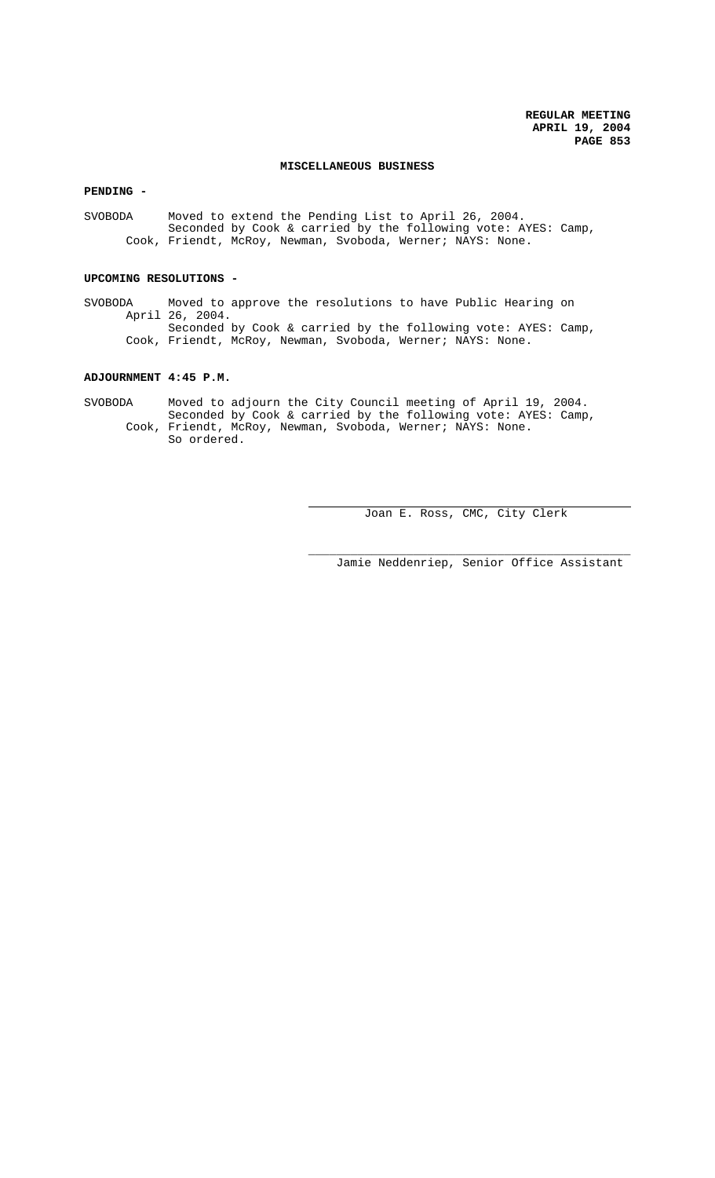## MISCELLANEOUS BUSINESS

**PENDING -**

SVOBODA Moved to extend the Pending List to April 26, 2004.
Seconded by Cook & carried by the following vote: AYES: Camp, Cook, Friendt, McRoy, Newman, Svoboda, Werner; NAYS: None.

**UPCOMING RESOLUTIONS -**

SVOBODA Moved to approve the resolutions to have Public Hearing on April 26, 2004.
Seconded by Cook & carried by the following vote: AYES: Camp, Cook, Friendt, McRoy, Newman, Svoboda, Werner; NAYS: None.

**ADJOURNMENT 4:45 P.M.**

SVOBODA Moved to adjourn the City Council meeting of April 19, 2004.
Seconded by Cook & carried by the following vote: AYES: Camp, Cook, Friendt, McRoy, Newman, Svoboda, Werner; NAYS: None.
So ordered.

Joan E. Ross, CMC, City Clerk

Jamie Neddenriep, Senior Office Assistant